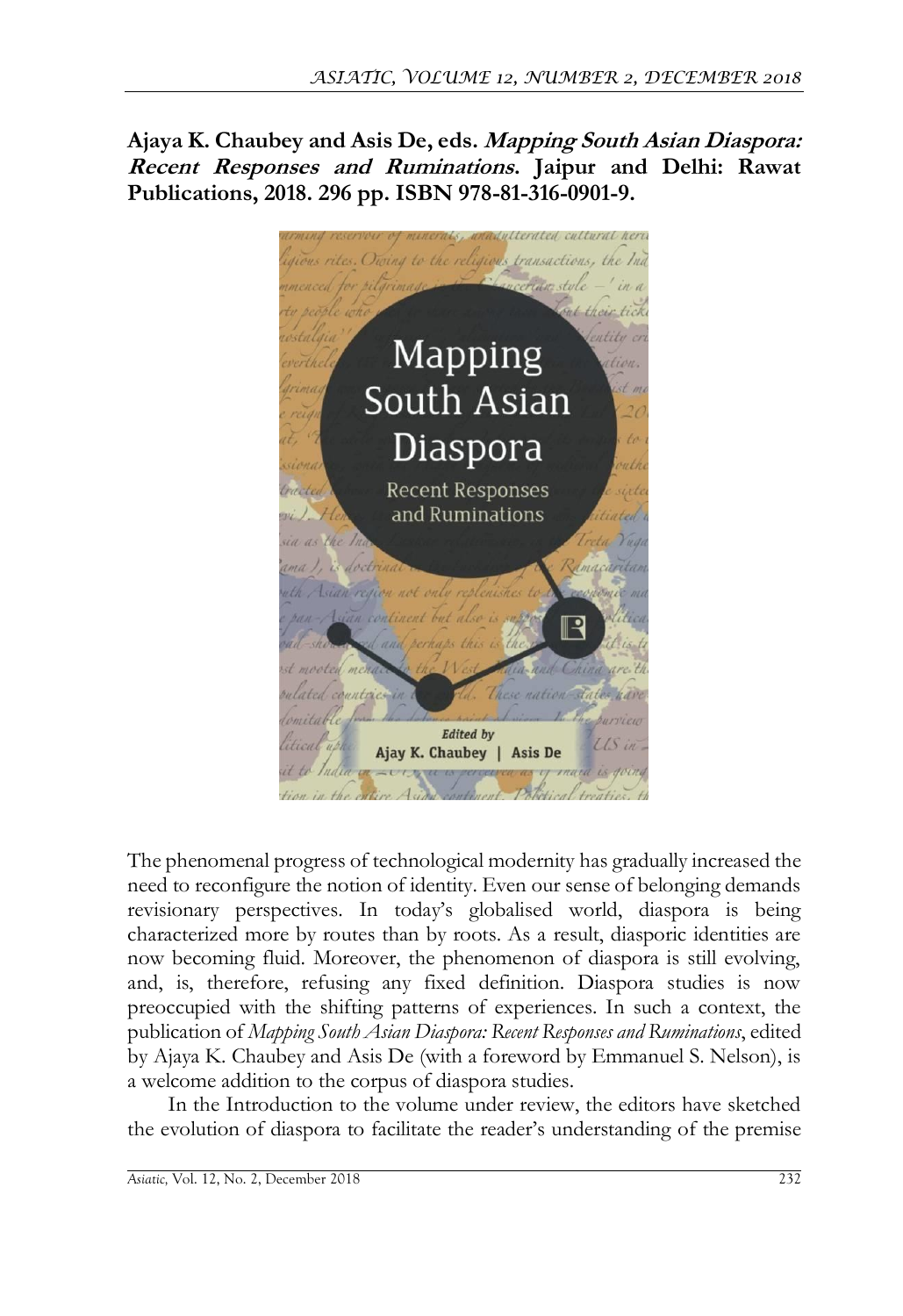**Ajaya K. Chaubey and Asis De, eds. *Mapping South Asian Diaspora: Recent Responses and Ruminations*. Jaipur and Delhi: Rawat Publications, 2018. 296 pp. ISBN 978-81-316-0901-9.**

The phenomenal progress of technological modernity has gradually increased the need to reconfigure the notion of identity. Even our sense of belonging demands revisionary perspectives. In today's globalised world, diaspora is being characterized more by routes than by roots. As a result, diasporic identities are now becoming fluid. Moreover, the phenomenon of diaspora is still evolving, and, is, therefore, refusing any fixed definition. Diaspora studies is now preoccupied with the shifting patterns of experiences. In such a context, the publication of *Mapping South Asian Diaspora: Recent Responses and Ruminations*, edited by Ajaya K. Chaubey and Asis De (with a foreword by Emmanuel S. Nelson), is a welcome addition to the corpus of diaspora studies.

In the Introduction to the volume under review, the editors have sketched the evolution of diaspora to facilitate the reader's understanding of the premise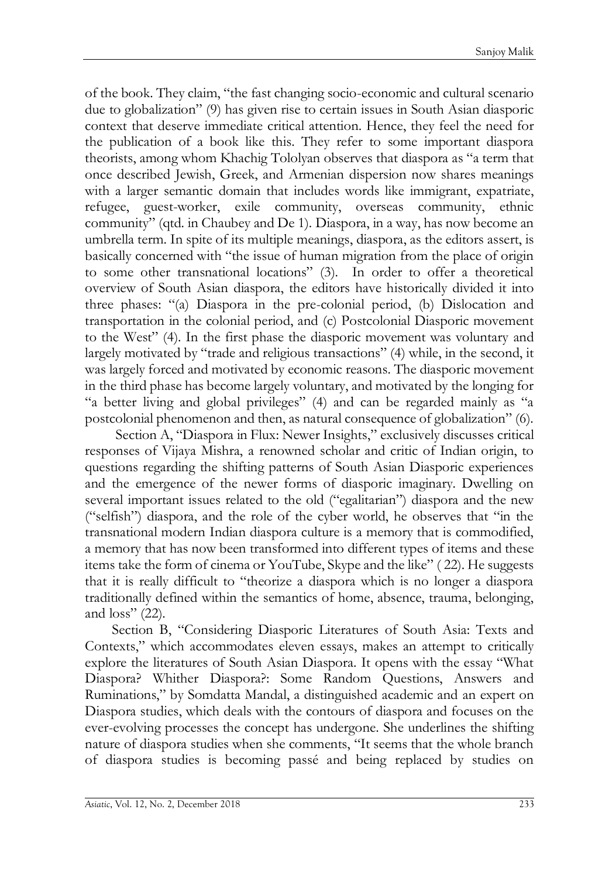of the book. They claim, "the fast changing socio-economic and cultural scenario due to globalization" (9) has given rise to certain issues in South Asian diasporic context that deserve immediate critical attention. Hence, they feel the need for the publication of a book like this. They refer to some important diaspora theorists, among whom Khachig Tololyan observes that diaspora as "a term that once described Jewish, Greek, and Armenian dispersion now shares meanings with a larger semantic domain that includes words like immigrant, expatriate, refugee, guest-worker, exile community, overseas community, ethnic community" (qtd. in Chaubey and De 1). Diaspora, in a way, has now become an umbrella term. In spite of its multiple meanings, diaspora, as the editors assert, is basically concerned with "the issue of human migration from the place of origin to some other transnational locations" (3). In order to offer a theoretical overview of South Asian diaspora, the editors have historically divided it into three phases: "(a) Diaspora in the pre-colonial period, (b) Dislocation and transportation in the colonial period, and (c) Postcolonial Diasporic movement to the West" (4). In the first phase the diasporic movement was voluntary and largely motivated by "trade and religious transactions" (4) while, in the second, it was largely forced and motivated by economic reasons. The diasporic movement in the third phase has become largely voluntary, and motivated by the longing for "a better living and global privileges" (4) and can be regarded mainly as "a postcolonial phenomenon and then, as natural consequence of globalization" (6).

Section A, "Diaspora in Flux: Newer Insights," exclusively discusses critical responses of Vijaya Mishra, a renowned scholar and critic of Indian origin, to questions regarding the shifting patterns of South Asian Diasporic experiences and the emergence of the newer forms of diasporic imaginary. Dwelling on several important issues related to the old ("egalitarian") diaspora and the new ("selfish") diaspora, and the role of the cyber world, he observes that "in the transnational modern Indian diaspora culture is a memory that is commodified, a memory that has now been transformed into different types of items and these items take the form of cinema or YouTube, Skype and the like" ( 22). He suggests that it is really difficult to "theorize a diaspora which is no longer a diaspora traditionally defined within the semantics of home, absence, trauma, belonging, and loss" (22).

Section B, "Considering Diasporic Literatures of South Asia: Texts and Contexts," which accommodates eleven essays, makes an attempt to critically explore the literatures of South Asian Diaspora. It opens with the essay "What Diaspora? Whither Diaspora?: Some Random Questions, Answers and Ruminations," by Somdatta Mandal, a distinguished academic and an expert on Diaspora studies, which deals with the contours of diaspora and focuses on the ever-evolving processes the concept has undergone. She underlines the shifting nature of diaspora studies when she comments, "It seems that the whole branch of diaspora studies is becoming passé and being replaced by studies on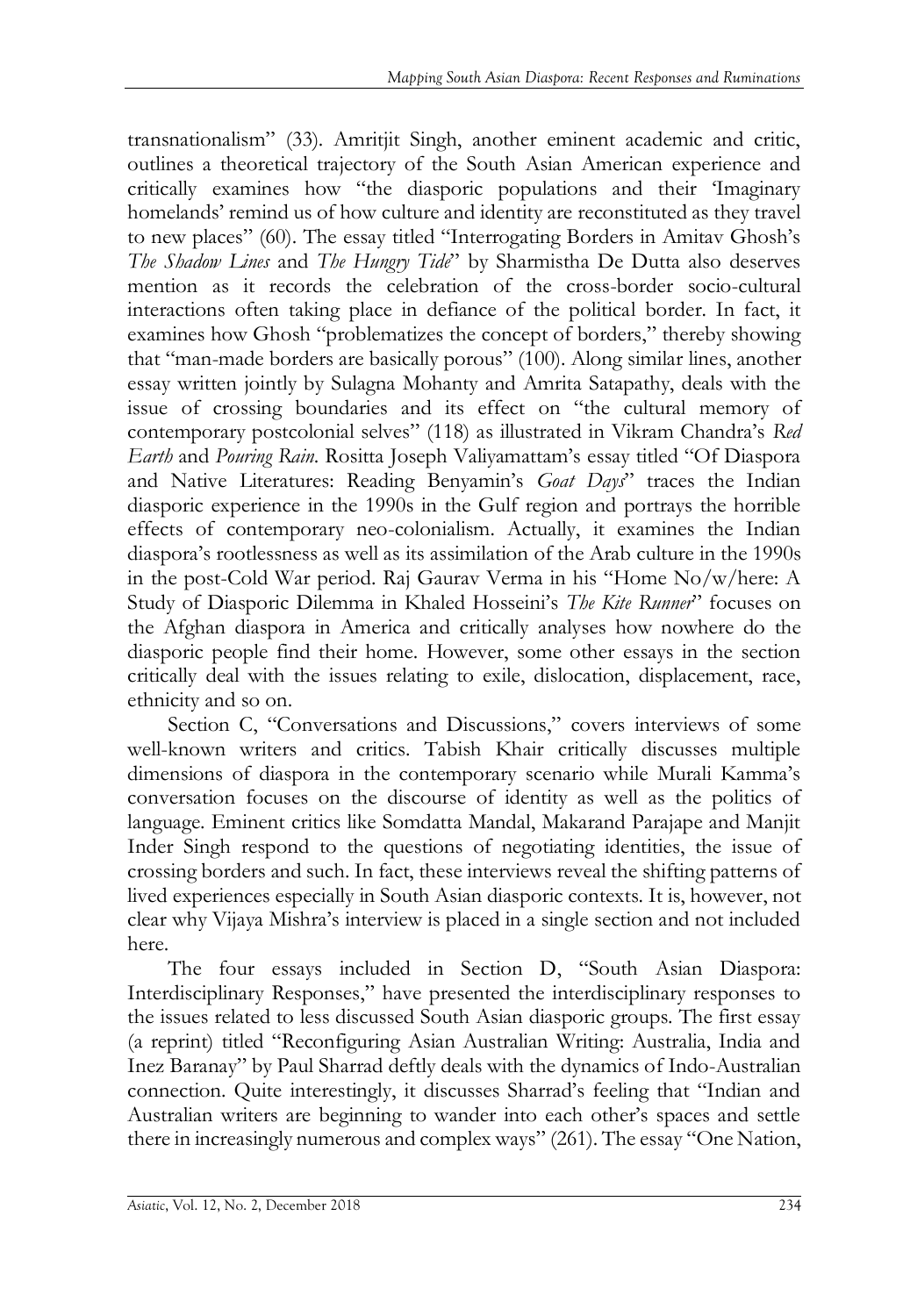transnationalism" (33). Amritjit Singh, another eminent academic and critic, outlines a theoretical trajectory of the South Asian American experience and critically examines how "the diasporic populations and their 'Imaginary homelands' remind us of how culture and identity are reconstituted as they travel to new places" (60). The essay titled "Interrogating Borders in Amitav Ghosh's *The Shadow Lines* and *The Hungry Tide*" by Sharmistha De Dutta also deserves mention as it records the celebration of the cross-border socio-cultural interactions often taking place in defiance of the political border. In fact, it examines how Ghosh "problematizes the concept of borders," thereby showing that "man-made borders are basically porous" (100). Along similar lines, another essay written jointly by Sulagna Mohanty and Amrita Satapathy, deals with the issue of crossing boundaries and its effect on "the cultural memory of contemporary postcolonial selves" (118) as illustrated in Vikram Chandra's *Red Earth* and *Pouring Rain*. Rositta Joseph Valiyamattam's essay titled "Of Diaspora and Native Literatures: Reading Benyamin's *Goat Days*" traces the Indian diasporic experience in the 1990s in the Gulf region and portrays the horrible effects of contemporary neo-colonialism. Actually, it examines the Indian diaspora's rootlessness as well as its assimilation of the Arab culture in the 1990s in the post-Cold War period. Raj Gaurav Verma in his "Home No/w/here: A Study of Diasporic Dilemma in Khaled Hosseini's *The Kite Runner*" focuses on the Afghan diaspora in America and critically analyses how nowhere do the diasporic people find their home. However, some other essays in the section critically deal with the issues relating to exile, dislocation, displacement, race, ethnicity and so on.

Section C, "Conversations and Discussions," covers interviews of some well-known writers and critics. Tabish Khair critically discusses multiple dimensions of diaspora in the contemporary scenario while Murali Kamma's conversation focuses on the discourse of identity as well as the politics of language. Eminent critics like Somdatta Mandal, Makarand Parajape and Manjit Inder Singh respond to the questions of negotiating identities, the issue of crossing borders and such. In fact, these interviews reveal the shifting patterns of lived experiences especially in South Asian diasporic contexts. It is, however, not clear why Vijaya Mishra's interview is placed in a single section and not included here.

The four essays included in Section D, "South Asian Diaspora: Interdisciplinary Responses," have presented the interdisciplinary responses to the issues related to less discussed South Asian diasporic groups. The first essay (a reprint) titled "Reconfiguring Asian Australian Writing: Australia, India and Inez Baranay" by Paul Sharrad deftly deals with the dynamics of Indo-Australian connection. Quite interestingly, it discusses Sharrad's feeling that "Indian and Australian writers are beginning to wander into each other's spaces and settle there in increasingly numerous and complex ways" (261). The essay "One Nation,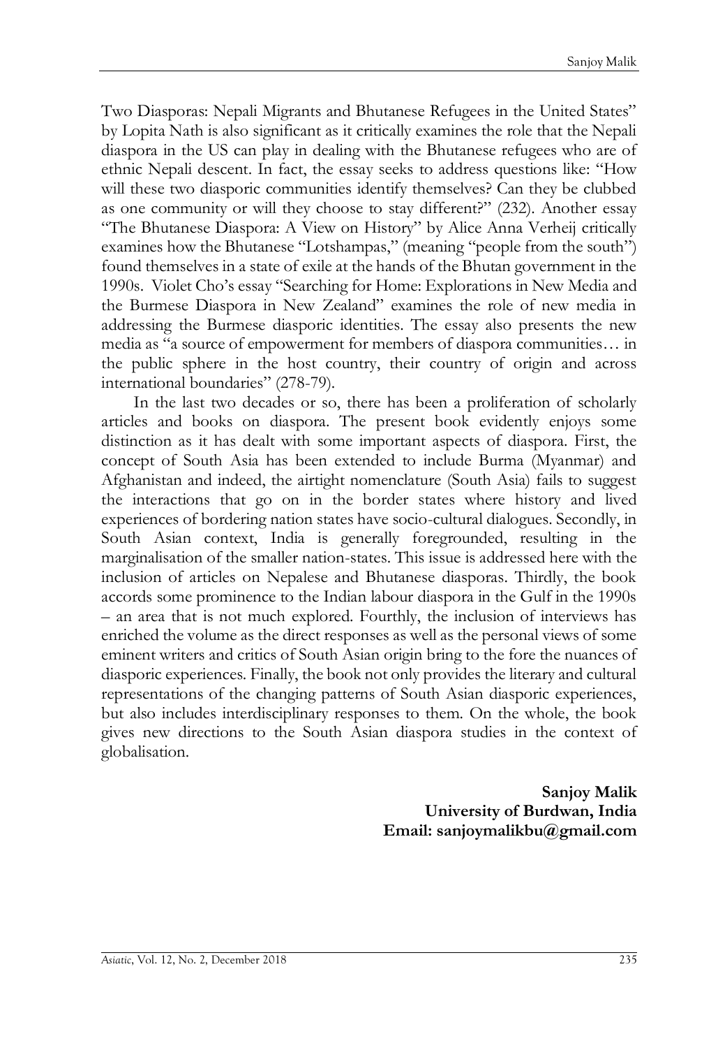Two Diasporas: Nepali Migrants and Bhutanese Refugees in the United States" by Lopita Nath is also significant as it critically examines the role that the Nepali diaspora in the US can play in dealing with the Bhutanese refugees who are of ethnic Nepali descent. In fact, the essay seeks to address questions like: "How will these two diasporic communities identify themselves? Can they be clubbed as one community or will they choose to stay different?" (232). Another essay "The Bhutanese Diaspora: A View on History" by Alice Anna Verheij critically examines how the Bhutanese "Lotshampas," (meaning "people from the south") found themselves in a state of exile at the hands of the Bhutan government in the 1990s. Violet Cho's essay "Searching for Home: Explorations in New Media and the Burmese Diaspora in New Zealand" examines the role of new media in addressing the Burmese diasporic identities. The essay also presents the new media as "a source of empowerment for members of diaspora communities… in the public sphere in the host country, their country of origin and across international boundaries" (278-79).

In the last two decades or so, there has been a proliferation of scholarly articles and books on diaspora. The present book evidently enjoys some distinction as it has dealt with some important aspects of diaspora. First, the concept of South Asia has been extended to include Burma (Myanmar) and Afghanistan and indeed, the airtight nomenclature (South Asia) fails to suggest the interactions that go on in the border states where history and lived experiences of bordering nation states have socio-cultural dialogues. Secondly, in South Asian context, India is generally foregrounded, resulting in the marginalisation of the smaller nation-states. This issue is addressed here with the inclusion of articles on Nepalese and Bhutanese diasporas. Thirdly, the book accords some prominence to the Indian labour diaspora in the Gulf in the 1990s – an area that is not much explored. Fourthly, the inclusion of interviews has enriched the volume as the direct responses as well as the personal views of some eminent writers and critics of South Asian origin bring to the fore the nuances of diasporic experiences. Finally, the book not only provides the literary and cultural representations of the changing patterns of South Asian diasporic experiences, but also includes interdisciplinary responses to them. On the whole, the book gives new directions to the South Asian diaspora studies in the context of globalisation.

**Sanjoy Malik**
**University of Burdwan, India**
**Email: sanjoymalikbu@gmail.com**